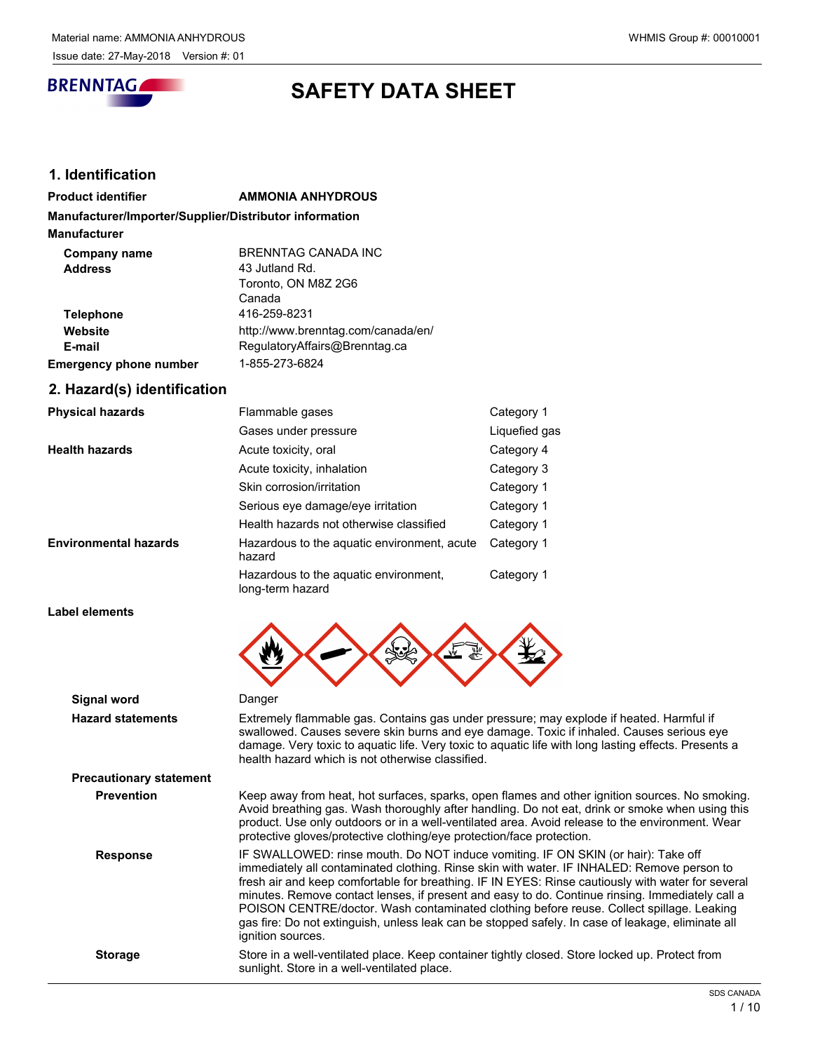# SAFETY DATA SHEET

## 1. Identification

**Product identifier** **AMMONIA ANHYDROUS**

**Manufacturer/Importer/Supplier/Distributor information**

**Manufacturer**

| | |
|---|---|
| **Company name** | BRENNTAG CANADA INC |
| **Address** | 43 Jutland Rd.<br>Toronto, ON M8Z 2G6<br>Canada |
| **Telephone** | 416-259-8231 |
| **Website** | http://www.brenntag.com/canada/en/ |
| **E-mail** | RegulatoryAffairs@Brenntag.ca |
| **Emergency phone number** | 1-855-273-6824 |

## 2. Hazard(s) identification

| | | |
|---|---|---|
| **Physical hazards** | Flammable gases | Category 1 |
| | Gases under pressure | Liquefied gas |
| **Health hazards** | Acute toxicity, oral | Category 4 |
| | Acute toxicity, inhalation | Category 3 |
| | Skin corrosion/irritation | Category 1 |
| | Serious eye damage/eye irritation | Category 1 |
| | Health hazards not otherwise classified | Category 1 |
| **Environmental hazards** | Hazardous to the aquatic environment, acute hazard | Category 1 |
| | Hazardous to the aquatic environment, long-term hazard | Category 1 |

**Label elements**

**Signal word** Danger

**Hazard statements** Extremely flammable gas. Contains gas under pressure; may explode if heated. Harmful if swallowed. Causes severe skin burns and eye damage. Toxic if inhaled. Causes serious eye damage. Very toxic to aquatic life. Very toxic to aquatic life with long lasting effects. Presents a health hazard which is not otherwise classified.

**Precautionary statement**

**Prevention** Keep away from heat, hot surfaces, sparks, open flames and other ignition sources. No smoking. Avoid breathing gas. Wash thoroughly after handling. Do not eat, drink or smoke when using this product. Use only outdoors or in a well-ventilated area. Avoid release to the environment. Wear protective gloves/protective clothing/eye protection/face protection.

**Response** IF SWALLOWED: rinse mouth. Do NOT induce vomiting. IF ON SKIN (or hair): Take off immediately all contaminated clothing. Rinse skin with water. IF INHALED: Remove person to fresh air and keep comfortable for breathing. IF IN EYES: Rinse cautiously with water for several minutes. Remove contact lenses, if present and easy to do. Continue rinsing. Immediately call a POISON CENTRE/doctor. Wash contaminated clothing before reuse. Collect spillage. Leaking gas fire: Do not extinguish, unless leak can be stopped safely. In case of leakage, eliminate all ignition sources.

**Storage** Store in a well-ventilated place. Keep container tightly closed. Store locked up. Protect from sunlight. Store in a well-ventilated place.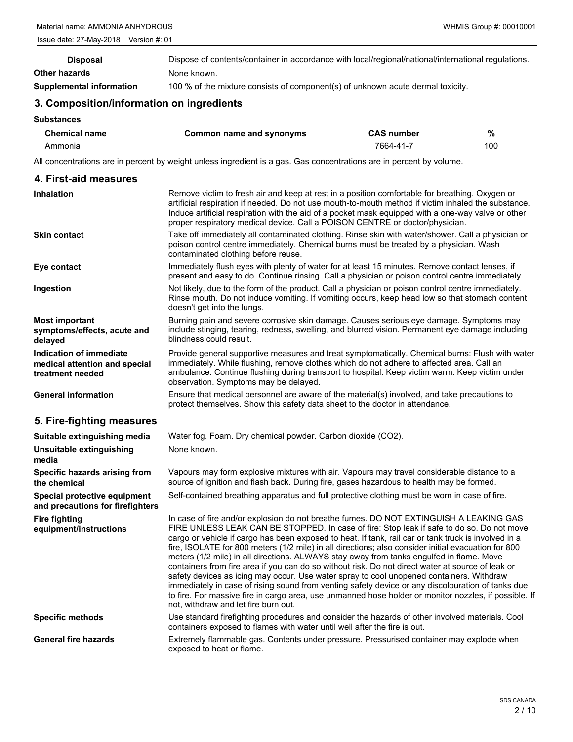| | |
|---|---|
| **Disposal** | Dispose of contents/container in accordance with local/regional/national/international regulations. |
| **Other hazards** | None known. |
| **Supplemental information** | 100 % of the mixture consists of component(s) of unknown acute dermal toxicity. |

## 3. Composition/information on ingredients

**Substances**

| Chemical name | Common name and synonyms | CAS number | % |
|---|---|---|---|
| Ammonia | | 7664-41-7 | 100 |

All concentrations are in percent by weight unless ingredient is a gas. Gas concentrations are in percent by volume.

## 4. First-aid measures

| | |
|---|---|
| **Inhalation** | Remove victim to fresh air and keep at rest in a position comfortable for breathing. Oxygen or artificial respiration if needed. Do not use mouth-to-mouth method if victim inhaled the substance. Induce artificial respiration with the aid of a pocket mask equipped with a one-way valve or other proper respiratory medical device. Call a POISON CENTRE or doctor/physician. |
| **Skin contact** | Take off immediately all contaminated clothing. Rinse skin with water/shower. Call a physician or poison control centre immediately. Chemical burns must be treated by a physician. Wash contaminated clothing before reuse. |
| **Eye contact** | Immediately flush eyes with plenty of water for at least 15 minutes. Remove contact lenses, if present and easy to do. Continue rinsing. Call a physician or poison control centre immediately. |
| **Ingestion** | Not likely, due to the form of the product. Call a physician or poison control centre immediately. Rinse mouth. Do not induce vomiting. If vomiting occurs, keep head low so that stomach content doesn't get into the lungs. |
| **Most important symptoms/effects, acute and delayed** | Burning pain and severe corrosive skin damage. Causes serious eye damage. Symptoms may include stinging, tearing, redness, swelling, and blurred vision. Permanent eye damage including blindness could result. |
| **Indication of immediate medical attention and special treatment needed** | Provide general supportive measures and treat symptomatically. Chemical burns: Flush with water immediately. While flushing, remove clothes which do not adhere to affected area. Call an ambulance. Continue flushing during transport to hospital. Keep victim warm. Keep victim under observation. Symptoms may be delayed. |
| **General information** | Ensure that medical personnel are aware of the material(s) involved, and take precautions to protect themselves. Show this safety data sheet to the doctor in attendance. |

## 5. Fire-fighting measures

| | |
|---|---|
| **Suitable extinguishing media** | Water fog. Foam. Dry chemical powder. Carbon dioxide ($CO_2$). |
| **Unsuitable extinguishing media** | None known. |
| **Specific hazards arising from the chemical** | Vapours may form explosive mixtures with air. Vapours may travel considerable distance to a source of ignition and flash back. During fire, gases hazardous to health may be formed. |
| **Special protective equipment and precautions for firefighters** | Self-contained breathing apparatus and full protective clothing must be worn in case of fire. |
| **Fire fighting equipment/instructions** | In case of fire and/or explosion do not breathe fumes. DO NOT EXTINGUISH A LEAKING GAS FIRE UNLESS LEAK CAN BE STOPPED. In case of fire: Stop leak if safe to do so. Do not move cargo or vehicle if cargo has been exposed to heat. If tank, rail car or tank truck is involved in a fire, ISOLATE for 800 meters (1/2 mile) in all directions; also consider initial evacuation for 800 meters (1/2 mile) in all directions. ALWAYS stay away from tanks engulfed in flame. Move containers from fire area if you can do so without risk. Do not direct water at source of leak or safety devices as icing may occur. Use water spray to cool unopened containers. Withdraw immediately in case of rising sound from venting safety device or any discolouration of tanks due to fire. For massive fire in cargo area, use unmanned hose holder or monitor nozzles, if possible. If not, withdraw and let fire burn out. |
| **Specific methods** | Use standard firefighting procedures and consider the hazards of other involved materials. Cool containers exposed to flames with water until well after the fire is out. |
| **General fire hazards** | Extremely flammable gas. Contents under pressure. Pressurised container may explode when exposed to heat or flame. |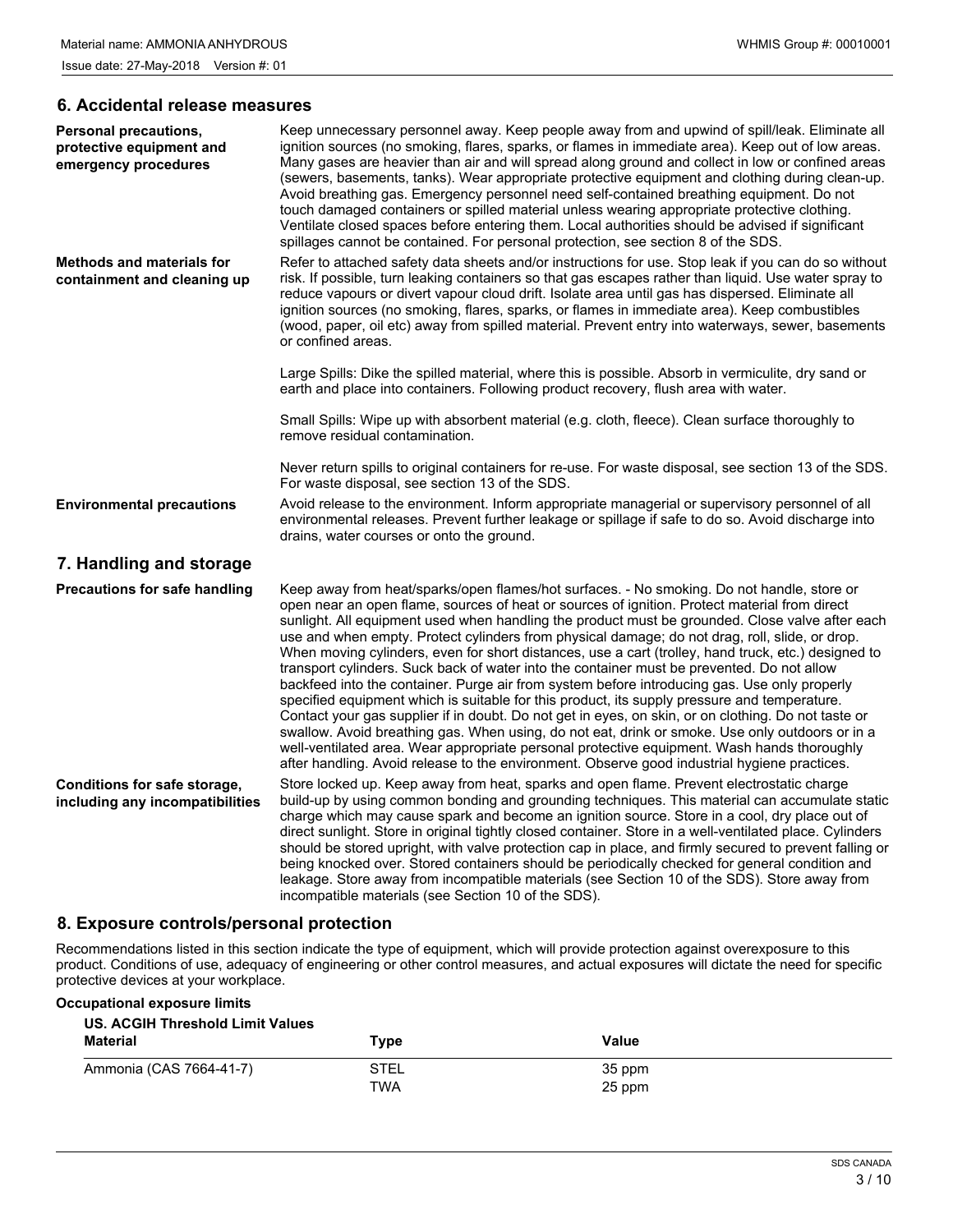## 6. Accidental release measures

**Personal precautions, protective equipment and emergency procedures**

Keep unnecessary personnel away. Keep people away from and upwind of spill/leak. Eliminate all ignition sources (no smoking, flares, sparks, or flames in immediate area). Keep out of low areas. Many gases are heavier than air and will spread along ground and collect in low or confined areas (sewers, basements, tanks). Wear appropriate protective equipment and clothing during clean-up. Avoid breathing gas. Emergency personnel need self-contained breathing equipment. Do not touch damaged containers or spilled material unless wearing appropriate protective clothing. Ventilate closed spaces before entering them. Local authorities should be advised if significant spillages cannot be contained. For personal protection, see section 8 of the SDS.

**Methods and materials for containment and cleaning up**

Refer to attached safety data sheets and/or instructions for use. Stop leak if you can do so without risk. If possible, turn leaking containers so that gas escapes rather than liquid. Use water spray to reduce vapours or divert vapour cloud drift. Isolate area until gas has dispersed. Eliminate all ignition sources (no smoking, flares, sparks, or flames in immediate area). Keep combustibles (wood, paper, oil etc) away from spilled material. Prevent entry into waterways, sewer, basements or confined areas.

Large Spills: Dike the spilled material, where this is possible. Absorb in vermiculite, dry sand or earth and place into containers. Following product recovery, flush area with water.

Small Spills: Wipe up with absorbent material (e.g. cloth, fleece). Clean surface thoroughly to remove residual contamination.

Never return spills to original containers for re-use. For waste disposal, see section 13 of the SDS. For waste disposal, see section 13 of the SDS.

**Environmental precautions**

Avoid release to the environment. Inform appropriate managerial or supervisory personnel of all environmental releases. Prevent further leakage or spillage if safe to do so. Avoid discharge into drains, water courses or onto the ground.

## 7. Handling and storage

**Precautions for safe handling**

Keep away from heat/sparks/open flames/hot surfaces. - No smoking. Do not handle, store or open near an open flame, sources of heat or sources of ignition. Protect material from direct sunlight. All equipment used when handling the product must be grounded. Close valve after each use and when empty. Protect cylinders from physical damage; do not drag, roll, slide, or drop. When moving cylinders, even for short distances, use a cart (trolley, hand truck, etc.) designed to transport cylinders. Suck back of water into the container must be prevented. Do not allow backfeed into the container. Purge air from system before introducing gas. Use only properly specified equipment which is suitable for this product, its supply pressure and temperature. Contact your gas supplier if in doubt. Do not get in eyes, on skin, or on clothing. Do not taste or swallow. Avoid breathing gas. When using, do not eat, drink or smoke. Use only outdoors or in a well-ventilated area. Wear appropriate personal protective equipment. Wash hands thoroughly after handling. Avoid release to the environment. Observe good industrial hygiene practices.

**Conditions for safe storage, including any incompatibilities**

Store locked up. Keep away from heat, sparks and open flame. Prevent electrostatic charge build-up by using common bonding and grounding techniques. This material can accumulate static charge which may cause spark and become an ignition source. Store in a cool, dry place out of direct sunlight. Store in original tightly closed container. Store in a well-ventilated place. Cylinders should be stored upright, with valve protection cap in place, and firmly secured to prevent falling or being knocked over. Stored containers should be periodically checked for general condition and leakage. Store away from incompatible materials (see Section 10 of the SDS). Store away from incompatible materials (see Section 10 of the SDS).

## 8. Exposure controls/personal protection

Recommendations listed in this section indicate the type of equipment, which will provide protection against overexposure to this product. Conditions of use, adequacy of engineering or other control measures, and actual exposures will dictate the need for specific protective devices at your workplace.

**Occupational exposure limits**

**US. ACGIH Threshold Limit Values**

| Material | Type | Value |
|---|---|---|
| Ammonia (CAS 7664-41-7) | STEL | 35 ppm |
| | TWA | 25 ppm |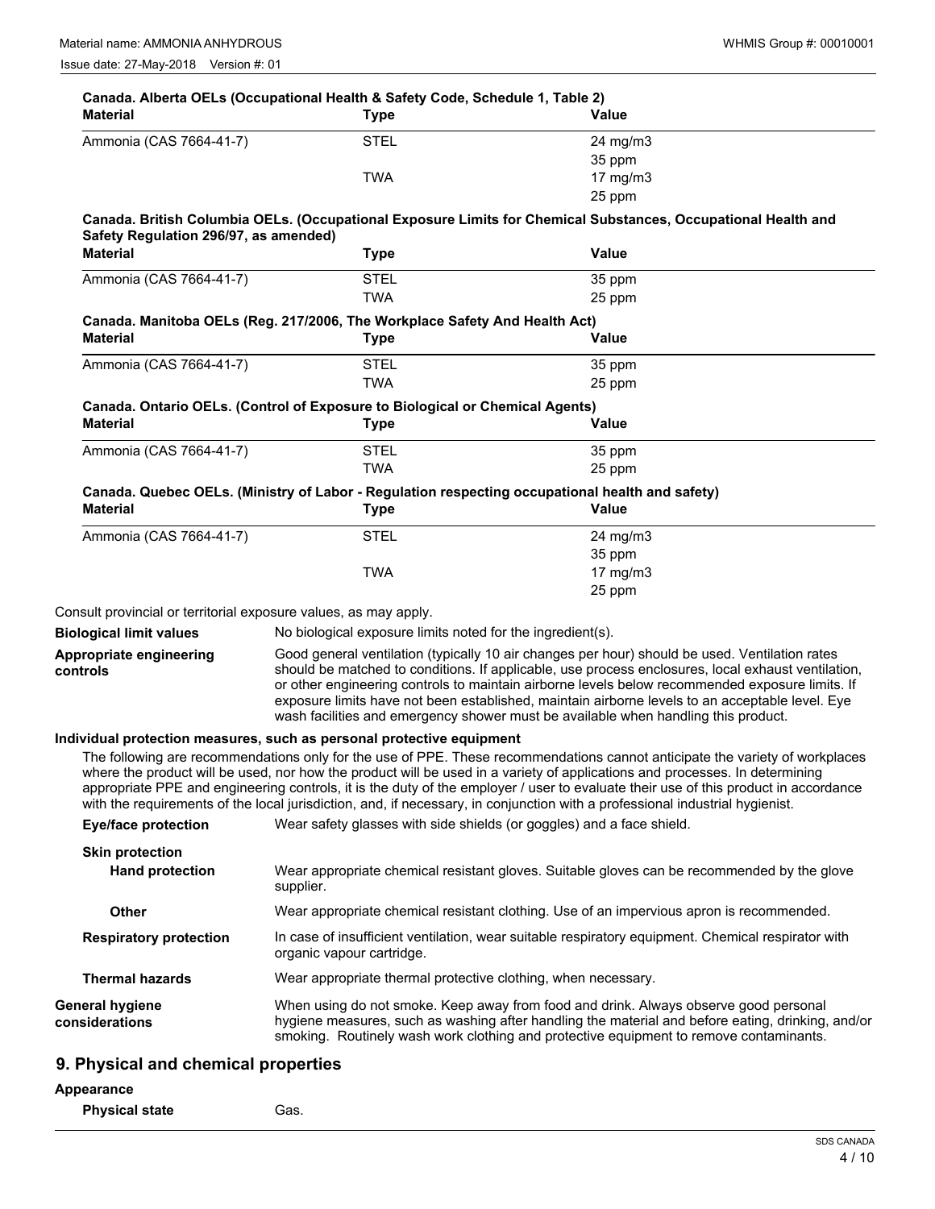**Canada. Alberta OELs (Occupational Health & Safety Code, Schedule 1, Table 2)**

| Material | Type | Value |
|---|---|---|
| Ammonia (CAS 7664-41-7) | STEL | 24 mg/m3 |
| | | 35 ppm |
| | TWA | 17 mg/m3 |
| | | 25 ppm |

**Canada. British Columbia OELs. (Occupational Exposure Limits for Chemical Substances, Occupational Health and Safety Regulation 296/97, as amended)**

| Material | Type | Value |
|---|---|---|
| Ammonia (CAS 7664-41-7) | STEL | 35 ppm |
| | TWA | 25 ppm |

**Canada. Manitoba OELs (Reg. 217/2006, The Workplace Safety And Health Act)**

| Material | Type | Value |
|---|---|---|
| Ammonia (CAS 7664-41-7) | STEL | 35 ppm |
| | TWA | 25 ppm |

**Canada. Ontario OELs. (Control of Exposure to Biological or Chemical Agents)**

| Material | Type | Value |
|---|---|---|
| Ammonia (CAS 7664-41-7) | STEL | 35 ppm |
| | TWA | 25 ppm |

**Canada. Quebec OELs. (Ministry of Labor - Regulation respecting occupational health and safety)**

| Material | Type | Value |
|---|---|---|
| Ammonia (CAS 7664-41-7) | STEL | 24 mg/m3 |
| | | 35 ppm |
| | TWA | 17 mg/m3 |
| | | 25 ppm |

Consult provincial or territorial exposure values, as may apply.

**Biological limit values** No biological exposure limits noted for the ingredient(s).

**Appropriate engineering controls** Good general ventilation (typically 10 air changes per hour) should be used. Ventilation rates should be matched to conditions. If applicable, use process enclosures, local exhaust ventilation, or other engineering controls to maintain airborne levels below recommended exposure limits. If exposure limits have not been established, maintain airborne levels to an acceptable level. Eye wash facilities and emergency shower must be available when handling this product.

**Individual protection measures, such as personal protective equipment**

The following are recommendations only for the use of PPE. These recommendations cannot anticipate the variety of workplaces where the product will be used, nor how the product will be used in a variety of applications and processes. In determining appropriate PPE and engineering controls, it is the duty of the employer / user to evaluate their use of this product in accordance with the requirements of the local jurisdiction, and, if necessary, in conjunction with a professional industrial hygienist.

**Eye/face protection** Wear safety glasses with side shields (or goggles) and a face shield.

**Skin protection**

**Hand protection** Wear appropriate chemical resistant gloves. Suitable gloves can be recommended by the glove supplier.

**Other** Wear appropriate chemical resistant clothing. Use of an impervious apron is recommended.

**Respiratory protection** In case of insufficient ventilation, wear suitable respiratory equipment. Chemical respirator with organic vapour cartridge.

**Thermal hazards** Wear appropriate thermal protective clothing, when necessary.

**General hygiene considerations** When using do not smoke. Keep away from food and drink. Always observe good personal hygiene measures, such as washing after handling the material and before eating, drinking, and/or smoking. Routinely wash work clothing and protective equipment to remove contaminants.

## 9. Physical and chemical properties

**Appearance**

**Physical state** Gas.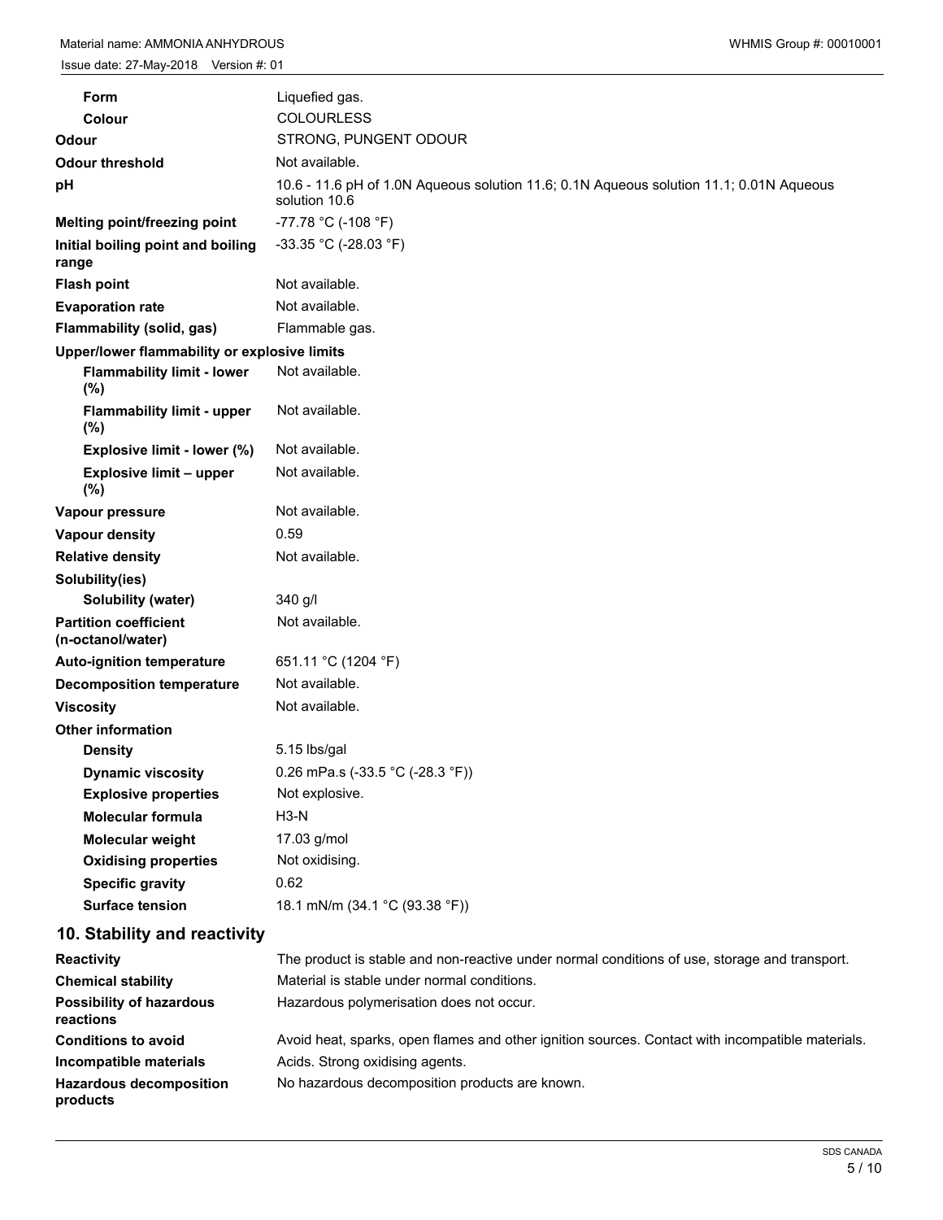| | |
|---|---|
| **Form** | Liquefied gas. |
| **Colour** | COLOURLESS |
| **Odour** | STRONG, PUNGENT ODOUR |
| **Odour threshold** | Not available. |
| **pH** | 10.6 - 11.6 pH of 1.0N Aqueous solution 11.6; 0.1N Aqueous solution 11.1; 0.01N Aqueous solution 10.6 |
| **Melting point/freezing point** | -77.78 °C (-108 °F) |
| **Initial boiling point and boiling range** | -33.35 °C (-28.03 °F) |
| **Flash point** | Not available. |
| **Evaporation rate** | Not available. |
| **Flammability (solid, gas)** | Flammable gas. |
| **Upper/lower flammability or explosive limits** | |
| **Flammability limit - lower (%)** | Not available. |
| **Flammability limit - upper (%)** | Not available. |
| **Explosive limit - lower (%)** | Not available. |
| **Explosive limit – upper (%)** | Not available. |
| **Vapour pressure** | Not available. |
| **Vapour density** | 0.59 |
| **Relative density** | Not available. |
| **Solubility(ies)** | |
| **Solubility (water)** | 340 g/l |
| **Partition coefficient (n-octanol/water)** | Not available. |
| **Auto-ignition temperature** | 651.11 °C (1204 °F) |
| **Decomposition temperature** | Not available. |
| **Viscosity** | Not available. |
| **Other information** | |
| **Density** | 5.15 lbs/gal |
| **Dynamic viscosity** | 0.26 mPa.s (-33.5 °C (-28.3 °F)) |
| **Explosive properties** | Not explosive. |
| **Molecular formula** | H3-N |
| **Molecular weight** | 17.03 g/mol |
| **Oxidising properties** | Not oxidising. |
| **Specific gravity** | 0.62 |
| **Surface tension** | 18.1 mN/m (34.1 °C (93.38 °F)) |

## 10. Stability and reactivity

| | |
|---|---|
| **Reactivity** | The product is stable and non-reactive under normal conditions of use, storage and transport. |
| **Chemical stability** | Material is stable under normal conditions. |
| **Possibility of hazardous reactions** | Hazardous polymerisation does not occur. |
| **Conditions to avoid** | Avoid heat, sparks, open flames and other ignition sources. Contact with incompatible materials. |
| **Incompatible materials** | Acids. Strong oxidising agents. |
| **Hazardous decomposition products** | No hazardous decomposition products are known. |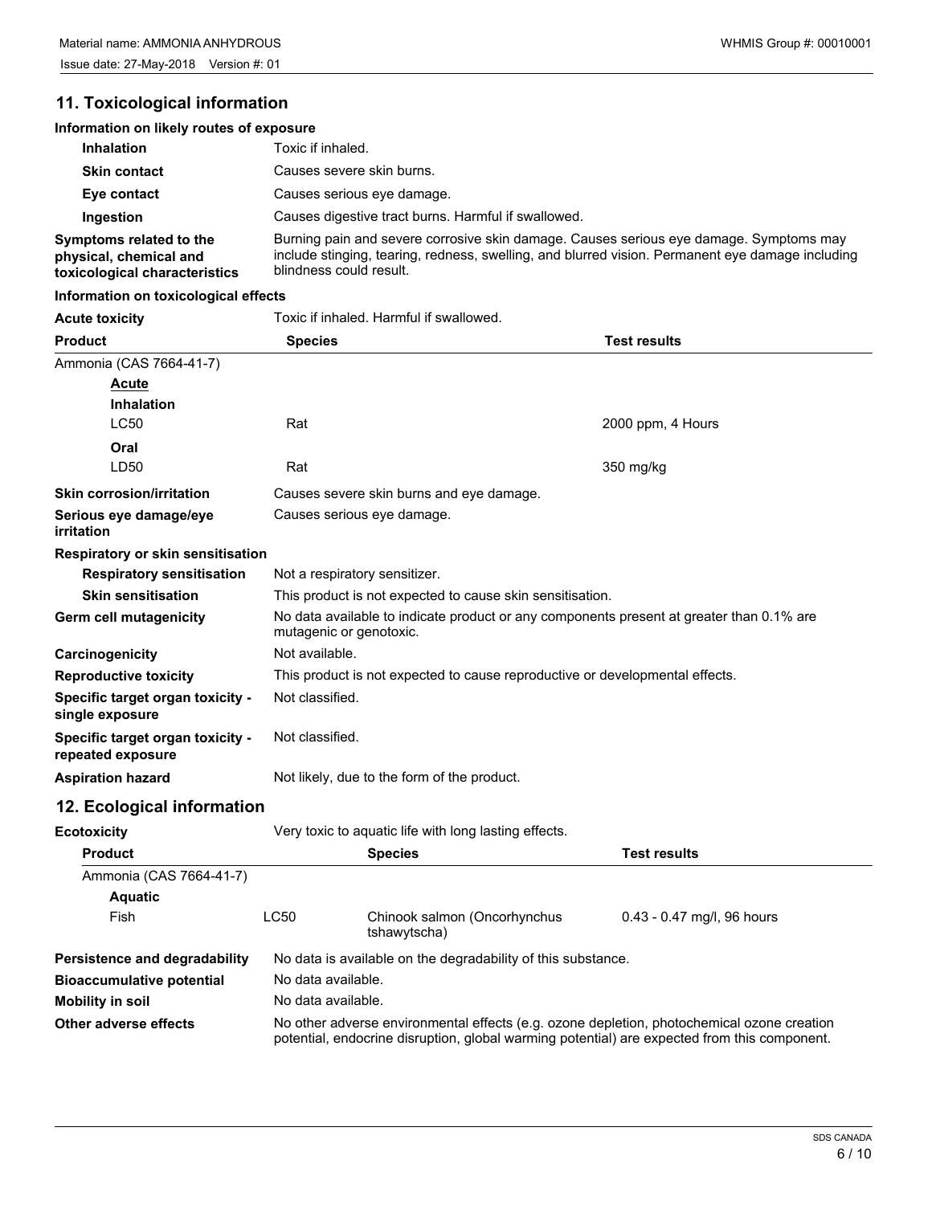## 11. Toxicological information

### Information on likely routes of exposure

| | |
|---|---|
| **Inhalation** | Toxic if inhaled. |
| **Skin contact** | Causes severe skin burns. |
| **Eye contact** | Causes serious eye damage. |
| **Ingestion** | Causes digestive tract burns. Harmful if swallowed. |
| **Symptoms related to the physical, chemical and toxicological characteristics** | Burning pain and severe corrosive skin damage. Causes serious eye damage. Symptoms may include stinging, tearing, redness, swelling, and blurred vision. Permanent eye damage including blindness could result. |

### Information on toxicological effects

**Acute toxicity** Toxic if inhaled. Harmful if swallowed.

| Product | Species | Test results |
|---|---|---|
| Ammonia (CAS 7664-41-7) | | |
| **Acute** | | |
| **Inhalation** | | |
| LC50 | Rat | 2000 ppm, 4 Hours |
| **Oral** | | |
| LD50 | Rat | 350 mg/kg |

| | |
|---|---|
| **Skin corrosion/irritation** | Causes severe skin burns and eye damage. |
| **Serious eye damage/eye irritation** | Causes serious eye damage. |
| **Respiratory or skin sensitisation** | |
| **Respiratory sensitisation** | Not a respiratory sensitizer. |
| **Skin sensitisation** | This product is not expected to cause skin sensitisation. |
| **Germ cell mutagenicity** | No data available to indicate product or any components present at greater than 0.1% are mutagenic or genotoxic. |
| **Carcinogenicity** | Not available. |
| **Reproductive toxicity** | This product is not expected to cause reproductive or developmental effects. |
| **Specific target organ toxicity - single exposure** | Not classified. |
| **Specific target organ toxicity - repeated exposure** | Not classified. |
| **Aspiration hazard** | Not likely, due to the form of the product. |

## 12. Ecological information

**Ecotoxicity** Very toxic to aquatic life with long lasting effects.

| Product | | Species | Test results |
|---|---|---|---|
| Ammonia (CAS 7664-41-7) | | | |
| **Aquatic** | | | |
| Fish | LC50 | Chinook salmon (Oncorhynchus tshawytscha) | 0.43 - 0.47 mg/l, 96 hours |

| | |
|---|---|
| **Persistence and degradability** | No data is available on the degradability of this substance. |
| **Bioaccumulative potential** | No data available. |
| **Mobility in soil** | No data available. |
| **Other adverse effects** | No other adverse environmental effects (e.g. ozone depletion, photochemical ozone creation potential, endocrine disruption, global warming potential) are expected from this component. |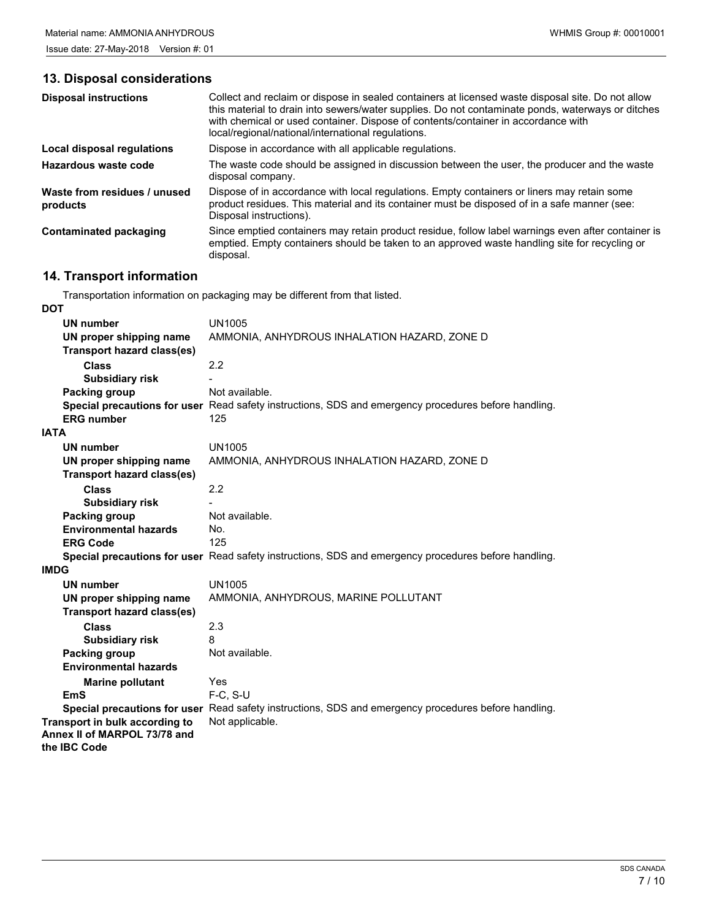## 13. Disposal considerations

| | |
|---|---|
| **Disposal instructions** | Collect and reclaim or dispose in sealed containers at licensed waste disposal site. Do not allow this material to drain into sewers/water supplies. Do not contaminate ponds, waterways or ditches with chemical or used container. Dispose of contents/container in accordance with local/regional/national/international regulations. |
| **Local disposal regulations** | Dispose in accordance with all applicable regulations. |
| **Hazardous waste code** | The waste code should be assigned in discussion between the user, the producer and the waste disposal company. |
| **Waste from residues / unused products** | Dispose of in accordance with local regulations. Empty containers or liners may retain some product residues. This material and its container must be disposed of in a safe manner (see: Disposal instructions). |
| **Contaminated packaging** | Since emptied containers may retain product residue, follow label warnings even after container is emptied. Empty containers should be taken to an approved waste handling site for recycling or disposal. |

## 14. Transport information

Transportation information on packaging may be different from that listed.

**DOT**

| | |
|---|---|
| **UN number** | UN1005 |
| **UN proper shipping name** | AMMONIA, ANHYDROUS INHALATION HAZARD, ZONE D |
| **Transport hazard class(es)** | |
| **Class** | 2.2 |
| **Subsidiary risk** | - |
| **Packing group** | Not available. |
| **Special precautions for user** | Read safety instructions, SDS and emergency procedures before handling. |
| **ERG number** | 125 |

**IATA**

| | |
|---|---|
| **UN number** | UN1005 |
| **UN proper shipping name** | AMMONIA, ANHYDROUS INHALATION HAZARD, ZONE D |
| **Transport hazard class(es)** | |
| **Class** | 2.2 |
| **Subsidiary risk** | - |
| **Packing group** | Not available. |
| **Environmental hazards** | No. |
| **ERG Code** | 125 |
| **Special precautions for user** | Read safety instructions, SDS and emergency procedures before handling. |

**IMDG**

| | |
|---|---|
| **UN number** | UN1005 |
| **UN proper shipping name** | AMMONIA, ANHYDROUS, MARINE POLLUTANT |
| **Transport hazard class(es)** | |
| **Class** | 2.3 |
| **Subsidiary risk** | 8 |
| **Packing group** | Not available. |
| **Environmental hazards** | |
| **Marine pollutant** | Yes |
| **EmS** | F-C, S-U |
| **Special precautions for user** | Read safety instructions, SDS and emergency procedures before handling. |

| | |
|---|---|
| **Transport in bulk according to Annex II of MARPOL 73/78 and the IBC Code** | Not applicable. |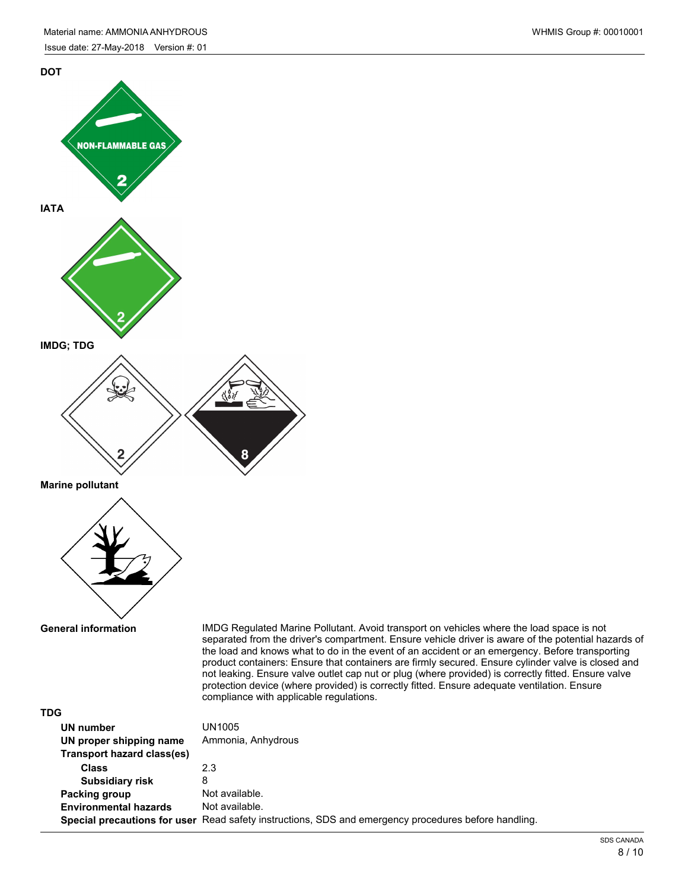**DOT**

**IATA**

**IMDG; TDG**

**Marine pollutant**

**General information** IMDG Regulated Marine Pollutant. Avoid transport on vehicles where the load space is not separated from the driver's compartment. Ensure vehicle driver is aware of the potential hazards of the load and knows what to do in the event of an accident or an emergency. Before transporting product containers: Ensure that containers are firmly secured. Ensure cylinder valve is closed and not leaking. Ensure valve outlet cap nut or plug (where provided) is correctly fitted. Ensure valve protection device (where provided) is correctly fitted. Ensure adequate ventilation. Ensure compliance with applicable regulations.

**TDG**

**UN number** UN1005

**UN proper shipping name** Ammonia, Anhydrous

**Transport hazard class(es)**

**Class** 2.3

**Subsidiary risk** 8

**Packing group** Not available.

**Environmental hazards** Not available.

**Special precautions for user** Read safety instructions, SDS and emergency procedures before handling.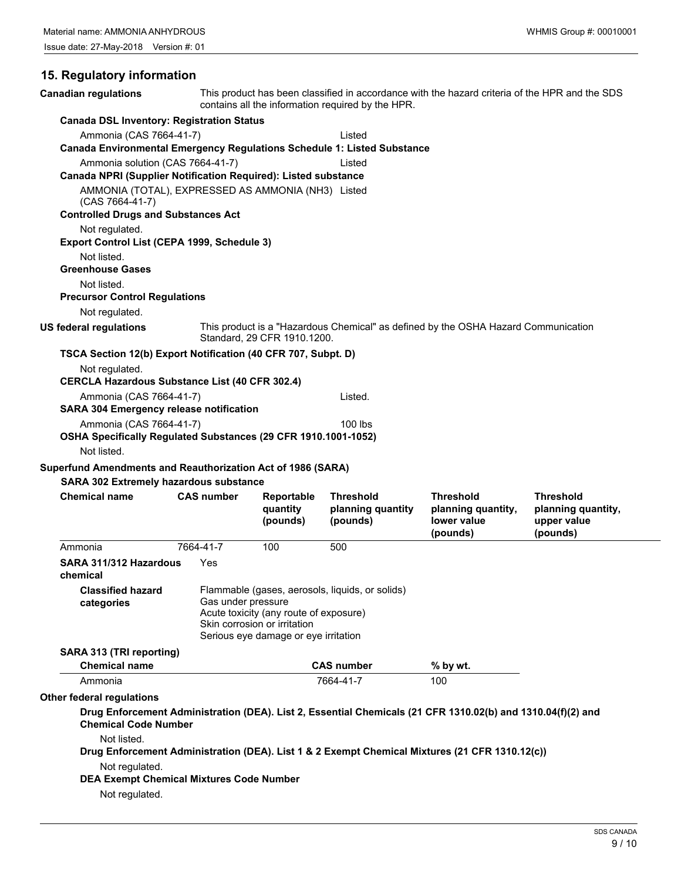## 15. Regulatory information

**Canadian regulations** This product has been classified in accordance with the hazard criteria of the HPR and the SDS contains all the information required by the HPR.

**Canada DSL Inventory: Registration Status**

Ammonia (CAS 7664-41-7) Listed

**Canada Environmental Emergency Regulations Schedule 1: Listed Substance**

Ammonia solution (CAS 7664-41-7) Listed

**Canada NPRI (Supplier Notification Required): Listed substance**

AMMONIA (TOTAL), EXPRESSED AS AMMONIA (NH3) (CAS 7664-41-7) Listed

**Controlled Drugs and Substances Act**

Not regulated.

**Export Control List (CEPA 1999, Schedule 3)**

Not listed.

**Greenhouse Gases**

Not listed.

**Precursor Control Regulations**

Not regulated.

**US federal regulations** This product is a "Hazardous Chemical" as defined by the OSHA Hazard Communication Standard, 29 CFR 1910.1200.

**TSCA Section 12(b) Export Notification (40 CFR 707, Subpt. D)**

Not regulated.

**CERCLA Hazardous Substance List (40 CFR 302.4)**

Ammonia (CAS 7664-41-7) Listed.

**SARA 304 Emergency release notification**

Ammonia (CAS 7664-41-7) 100 lbs

**OSHA Specifically Regulated Substances (29 CFR 1910.1001-1052)**

Not listed.

**Superfund Amendments and Reauthorization Act of 1986 (SARA)**

**SARA 302 Extremely hazardous substance**

| Chemical name | CAS number | Reportable quantity (pounds) | Threshold planning quantity (pounds) | Threshold planning quantity, lower value (pounds) | Threshold planning quantity, upper value (pounds) |
|---|---|---|---|---|---|
| Ammonia | 7664-41-7 | 100 | 500 | | |

**SARA 311/312 Hazardous chemical** Yes

**Classified hazard categories**
- Flammable (gases, aerosols, liquids, or solids)
- Gas under pressure
- Acute toxicity (any route of exposure)
- Skin corrosion or irritation
- Serious eye damage or eye irritation

**SARA 313 (TRI reporting)**

| Chemical name | CAS number | % by wt. |
|---|---|---|
| Ammonia | 7664-41-7 | 100 |

**Other federal regulations**

**Drug Enforcement Administration (DEA). List 2, Essential Chemicals (21 CFR 1310.02(b) and 1310.04(f)(2) and Chemical Code Number**

Not listed.

**Drug Enforcement Administration (DEA). List 1 & 2 Exempt Chemical Mixtures (21 CFR 1310.12(c))**

Not regulated.

**DEA Exempt Chemical Mixtures Code Number**

Not regulated.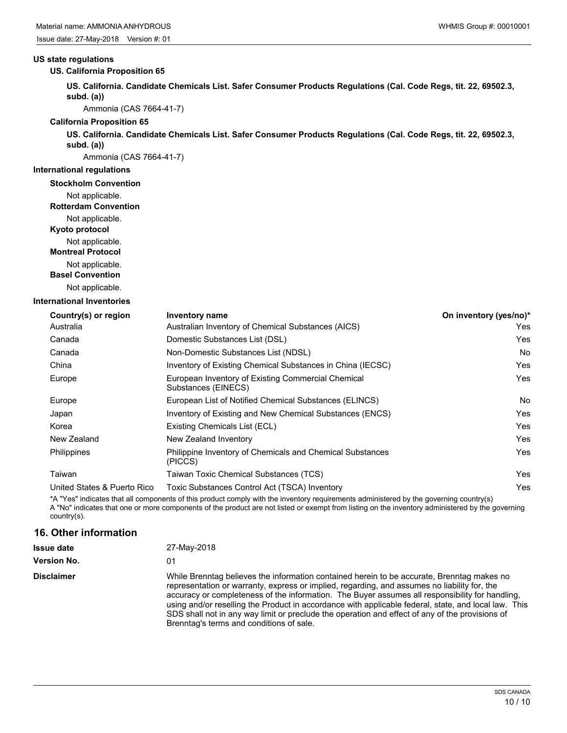**US state regulations**

**US. California Proposition 65**

**US. California. Candidate Chemicals List. Safer Consumer Products Regulations (Cal. Code Regs, tit. 22, 69502.3, subd. (a))**

Ammonia (CAS 7664-41-7)

**California Proposition 65**

**US. California. Candidate Chemicals List. Safer Consumer Products Regulations (Cal. Code Regs, tit. 22, 69502.3, subd. (a))**

Ammonia (CAS 7664-41-7)

**International regulations**

**Stockholm Convention**

Not applicable.

**Rotterdam Convention**

Not applicable.

**Kyoto protocol**

Not applicable.

**Montreal Protocol**

Not applicable.

**Basel Convention**

Not applicable.

**International Inventories**

| Country(s) or region | Inventory name | On inventory (yes/no)* |
|---|---|---|
| Australia | Australian Inventory of Chemical Substances (AICS) | Yes |
| Canada | Domestic Substances List (DSL) | Yes |
| Canada | Non-Domestic Substances List (NDSL) | No |
| China | Inventory of Existing Chemical Substances in China (IECSC) | Yes |
| Europe | European Inventory of Existing Commercial Chemical Substances (EINECS) | Yes |
| Europe | European List of Notified Chemical Substances (ELINCS) | No |
| Japan | Inventory of Existing and New Chemical Substances (ENCS) | Yes |
| Korea | Existing Chemicals List (ECL) | Yes |
| New Zealand | New Zealand Inventory | Yes |
| Philippines | Philippine Inventory of Chemicals and Chemical Substances (PICCS) | Yes |
| Taiwan | Taiwan Toxic Chemical Substances (TCS) | Yes |
| United States & Puerto Rico | Toxic Substances Control Act (TSCA) Inventory | Yes |

*A "Yes" indicates that all components of this product comply with the inventory requirements administered by the governing country(s)
A "No" indicates that one or more components of the product are not listed or exempt from listing on the inventory administered by the governing country(s).

## 16. Other information

**Issue date** 27-May-2018

**Version No.** 01

**Disclaimer** While Brenntag believes the information contained herein to be accurate, Brenntag makes no representation or warranty, express or implied, regarding, and assumes no liability for, the accuracy or completeness of the information. The Buyer assumes all responsibility for handling, using and/or reselling the Product in accordance with applicable federal, state, and local law. This SDS shall not in any way limit or preclude the operation and effect of any of the provisions of Brenntag's terms and conditions of sale.